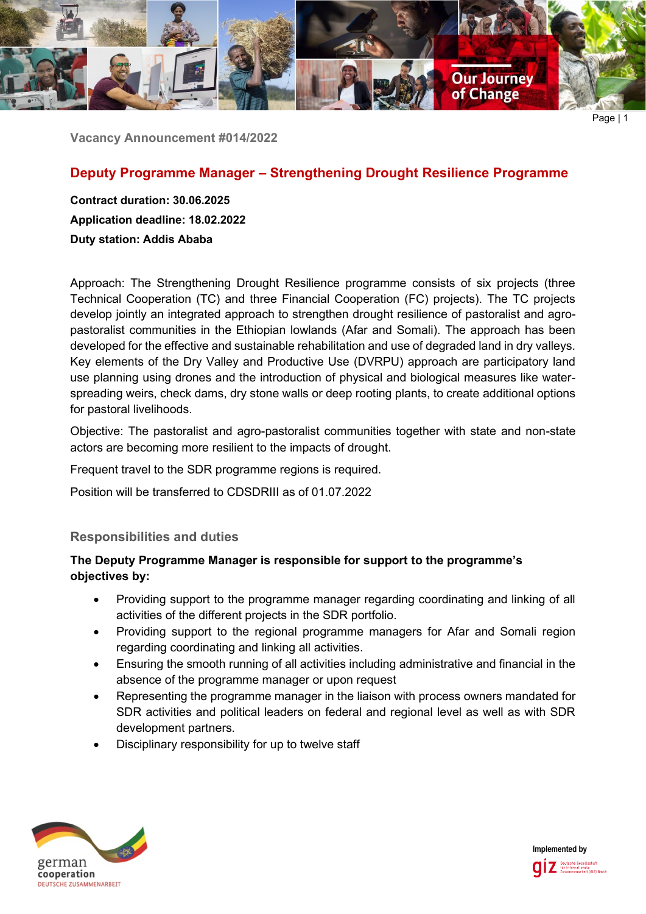Vacancy Announcement #014/2022

## Deputy Programme Manager – Strengthening Drought Resilience Programme

**Contract duration: 30.06.2025**

**Application deadline: 18.02.2022**

**Duty station: Addis Ababa**

Approach: The Strengthening Drought Resilience programme consists of six projects (three Technical Cooperation (TC) and three Financial Cooperation (FC) projects). The TC projects develop jointly an integrated approach to strengthen drought resilience of pastoralist and agro-pastoralist communities in the Ethiopian lowlands (Afar and Somali). The approach has been developed for the effective and sustainable rehabilitation and use of degraded land in dry valleys. Key elements of the Dry Valley and Productive Use (DVRPU) approach are participatory land use planning using drones and the introduction of physical and biological measures like water-spreading weirs, check dams, dry stone walls or deep rooting plants, to create additional options for pastoral livelihoods.

Objective: The pastoralist and agro-pastoralist communities together with state and non-state actors are becoming more resilient to the impacts of drought.

Frequent travel to the SDR programme regions is required.

Position will be transferred to CDSDRIII as of 01.07.2022

### Responsibilities and duties

**The Deputy Programme Manager is responsible for support to the programme's objectives by:**

- Providing support to the programme manager regarding coordinating and linking of all activities of the different projects in the SDR portfolio.
- Providing support to the regional programme managers for Afar and Somali region regarding coordinating and linking all activities.
- Ensuring the smooth running of all activities including administrative and financial in the absence of the programme manager or upon request
- Representing the programme manager in the liaison with process owners mandated for SDR activities and political leaders on federal and regional level as well as with SDR development partners.
- Disciplinary responsibility for up to twelve staff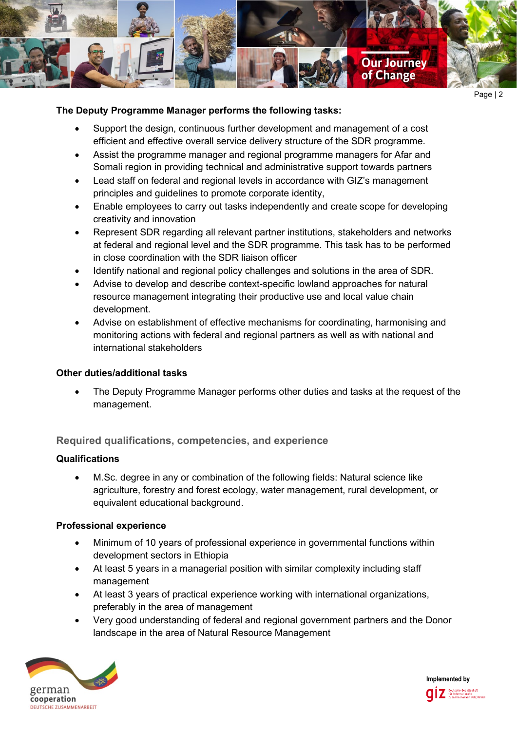**The Deputy Programme Manager performs the following tasks:**

- Support the design, continuous further development and management of a cost efficient and effective overall service delivery structure of the SDR programme.
- Assist the programme manager and regional programme managers for Afar and Somali region in providing technical and administrative support towards partners
- Lead staff on federal and regional levels in accordance with GIZ's management principles and guidelines to promote corporate identity,
- Enable employees to carry out tasks independently and create scope for developing creativity and innovation
- Represent SDR regarding all relevant partner institutions, stakeholders and networks at federal and regional level and the SDR programme. This task has to be performed in close coordination with the SDR liaison officer
- Identify national and regional policy challenges and solutions in the area of SDR.
- Advise to develop and describe context-specific lowland approaches for natural resource management integrating their productive use and local value chain development.
- Advise on establishment of effective mechanisms for coordinating, harmonising and monitoring actions with federal and regional partners as well as with national and international stakeholders

**Other duties/additional tasks**

- The Deputy Programme Manager performs other duties and tasks at the request of the management.

## Required qualifications, competencies, and experience

**Qualifications**

- M.Sc. degree in any or combination of the following fields: Natural science like agriculture, forestry and forest ecology, water management, rural development, or equivalent educational background.

**Professional experience**

- Minimum of 10 years of professional experience in governmental functions within development sectors in Ethiopia
- At least 5 years in a managerial position with similar complexity including staff management
- At least 3 years of practical experience working with international organizations, preferably in the area of management
- Very good understanding of federal and regional government partners and the Donor landscape in the area of Natural Resource Management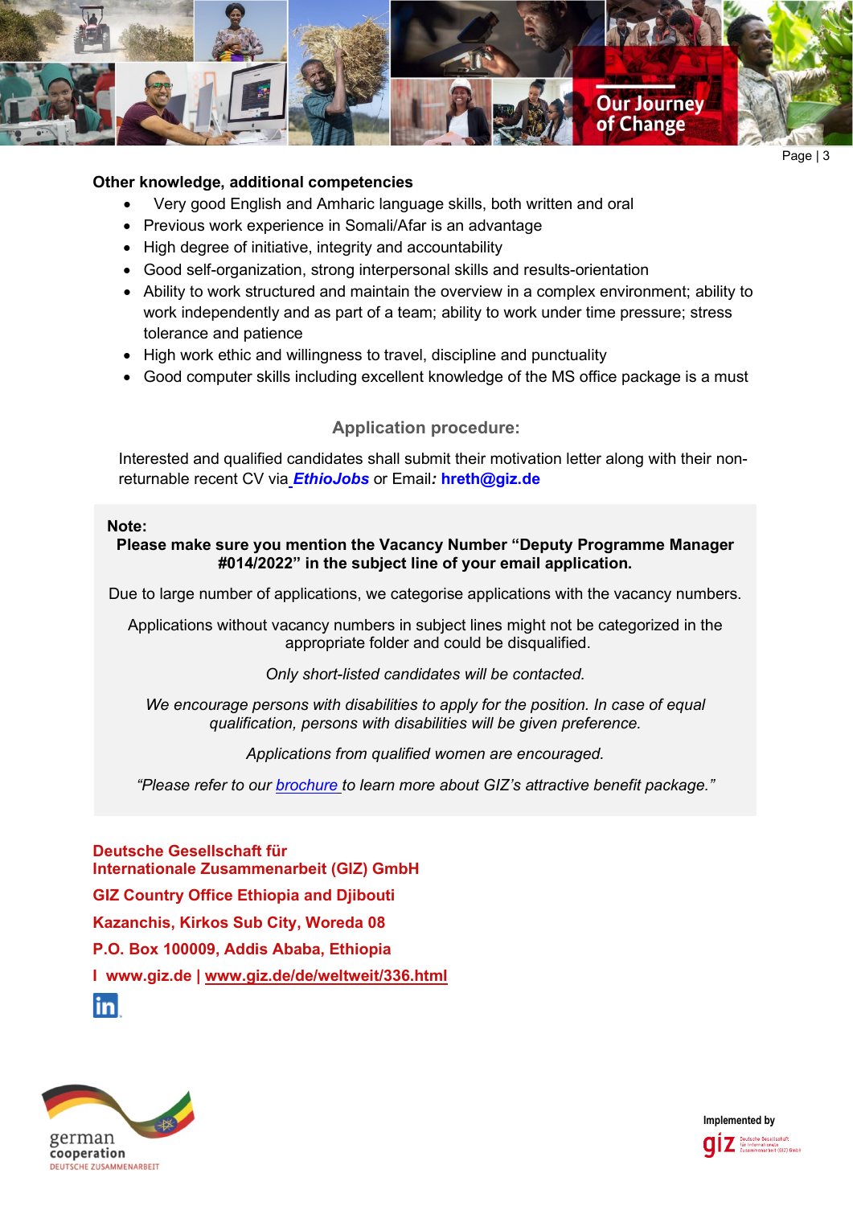**Other knowledge, additional competencies**

- Very good English and Amharic language skills, both written and oral
- Previous work experience in Somali/Afar is an advantage
- High degree of initiative, integrity and accountability
- Good self-organization, strong interpersonal skills and results-orientation
- Ability to work structured and maintain the overview in a complex environment; ability to work independently and as part of a team; ability to work under time pressure; stress tolerance and patience
- High work ethic and willingness to travel, discipline and punctuality
- Good computer skills including excellent knowledge of the MS office package is a must

## Application procedure:

Interested and qualified candidates shall submit their motivation letter along with their non-returnable recent CV via ***EthioJobs*** or Email***:*** **hreth@giz.de**

**Note:**

**Please make sure you mention the Vacancy Number "Deputy Programme Manager #014/2022" in the subject line of your email application.**

Due to large number of applications, we categorise applications with the vacancy numbers.

Applications without vacancy numbers in subject lines might not be categorized in the appropriate folder and could be disqualified.

*Only short-listed candidates will be contacted.*

*We encourage persons with disabilities to apply for the position. In case of equal qualification, persons with disabilities will be given preference.*

*Applications from qualified women are encouraged.*

*"Please refer to our brochure to learn more about GIZ's attractive benefit package."*

**Deutsche Gesellschaft für**
**Internationale Zusammenarbeit (GIZ) GmbH**

**GIZ Country Office Ethiopia and Djibouti**

**Kazanchis, Kirkos Sub City, Woreda 08**

**P.O. Box 100009, Addis Ababa, Ethiopia**

**I www.giz.de | www.giz.de/de/weltweit/336.html**

german cooperation
DEUTSCHE ZUSAMMENARBEIT

Implemented by
giz Deutsche Gesellschaft für Internationale Zusammenarbeit (GIZ) GmbH